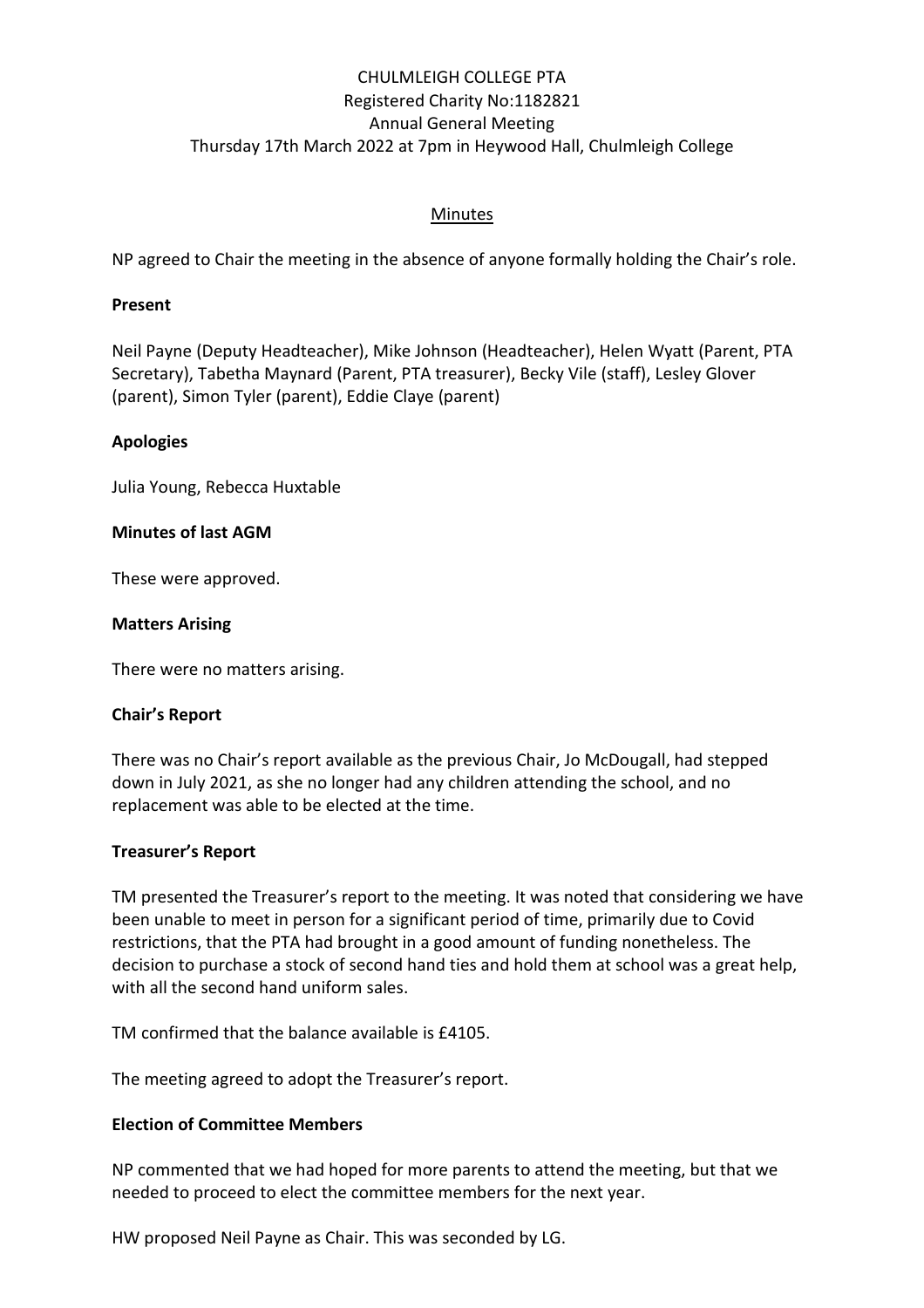CHULMLEIGH COLLEGE PTA
Registered Charity No:1182821
Annual General Meeting
Thursday 17th March 2022 at 7pm in Heywood Hall, Chulmleigh College

## Minutes

NP agreed to Chair the meeting in the absence of anyone formally holding the Chair's role.

**Present**

Neil Payne (Deputy Headteacher), Mike Johnson (Headteacher), Helen Wyatt (Parent, PTA Secretary), Tabetha Maynard (Parent, PTA treasurer), Becky Vile (staff), Lesley Glover (parent), Simon Tyler (parent), Eddie Claye (parent)

**Apologies**

Julia Young, Rebecca Huxtable

**Minutes of last AGM**

These were approved.

**Matters Arising**

There were no matters arising.

**Chair's Report**

There was no Chair's report available as the previous Chair, Jo McDougall, had stepped down in July 2021, as she no longer had any children attending the school, and no replacement was able to be elected at the time.

**Treasurer's Report**

TM presented the Treasurer's report to the meeting. It was noted that considering we have been unable to meet in person for a significant period of time, primarily due to Covid restrictions, that the PTA had brought in a good amount of funding nonetheless. The decision to purchase a stock of second hand ties and hold them at school was a great help, with all the second hand uniform sales.

TM confirmed that the balance available is £4105.

The meeting agreed to adopt the Treasurer's report.

**Election of Committee Members**

NP commented that we had hoped for more parents to attend the meeting, but that we needed to proceed to elect the committee members for the next year.

HW proposed Neil Payne as Chair. This was seconded by LG.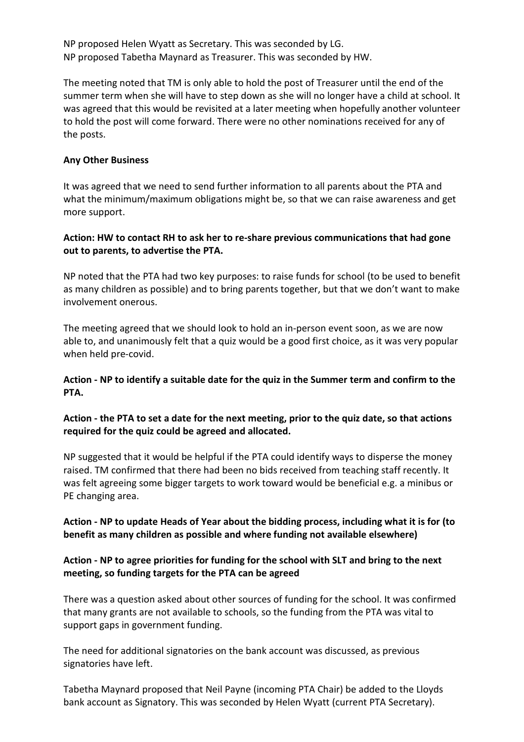NP proposed Helen Wyatt as Secretary. This was seconded by LG.
NP proposed Tabetha Maynard as Treasurer. This was seconded by HW.

The meeting noted that TM is only able to hold the post of Treasurer until the end of the summer term when she will have to step down as she will no longer have a child at school. It was agreed that this would be revisited at a later meeting when hopefully another volunteer to hold the post will come forward. There were no other nominations received for any of the posts.

**Any Other Business**

It was agreed that we need to send further information to all parents about the PTA and what the minimum/maximum obligations might be, so that we can raise awareness and get more support.

**Action: HW to contact RH to ask her to re-share previous communications that had gone out to parents, to advertise the PTA.**

NP noted that the PTA had two key purposes: to raise funds for school (to be used to benefit as many children as possible) and to bring parents together, but that we don't want to make involvement onerous.

The meeting agreed that we should look to hold an in-person event soon, as we are now able to, and unanimously felt that a quiz would be a good first choice, as it was very popular when held pre-covid.

**Action - NP to identify a suitable date for the quiz in the Summer term and confirm to the PTA.**

**Action - the PTA to set a date for the next meeting, prior to the quiz date, so that actions required for the quiz could be agreed and allocated.**

NP suggested that it would be helpful if the PTA could identify ways to disperse the money raised. TM confirmed that there had been no bids received from teaching staff recently. It was felt agreeing some bigger targets to work toward would be beneficial e.g. a minibus or PE changing area.

**Action - NP to update Heads of Year about the bidding process, including what it is for (to benefit as many children as possible and where funding not available elsewhere)**

**Action - NP to agree priorities for funding for the school with SLT and bring to the next meeting, so funding targets for the PTA can be agreed**

There was a question asked about other sources of funding for the school. It was confirmed that many grants are not available to schools, so the funding from the PTA was vital to support gaps in government funding.

The need for additional signatories on the bank account was discussed, as previous signatories have left.

Tabetha Maynard proposed that Neil Payne (incoming PTA Chair) be added to the Lloyds bank account as Signatory. This was seconded by Helen Wyatt (current PTA Secretary).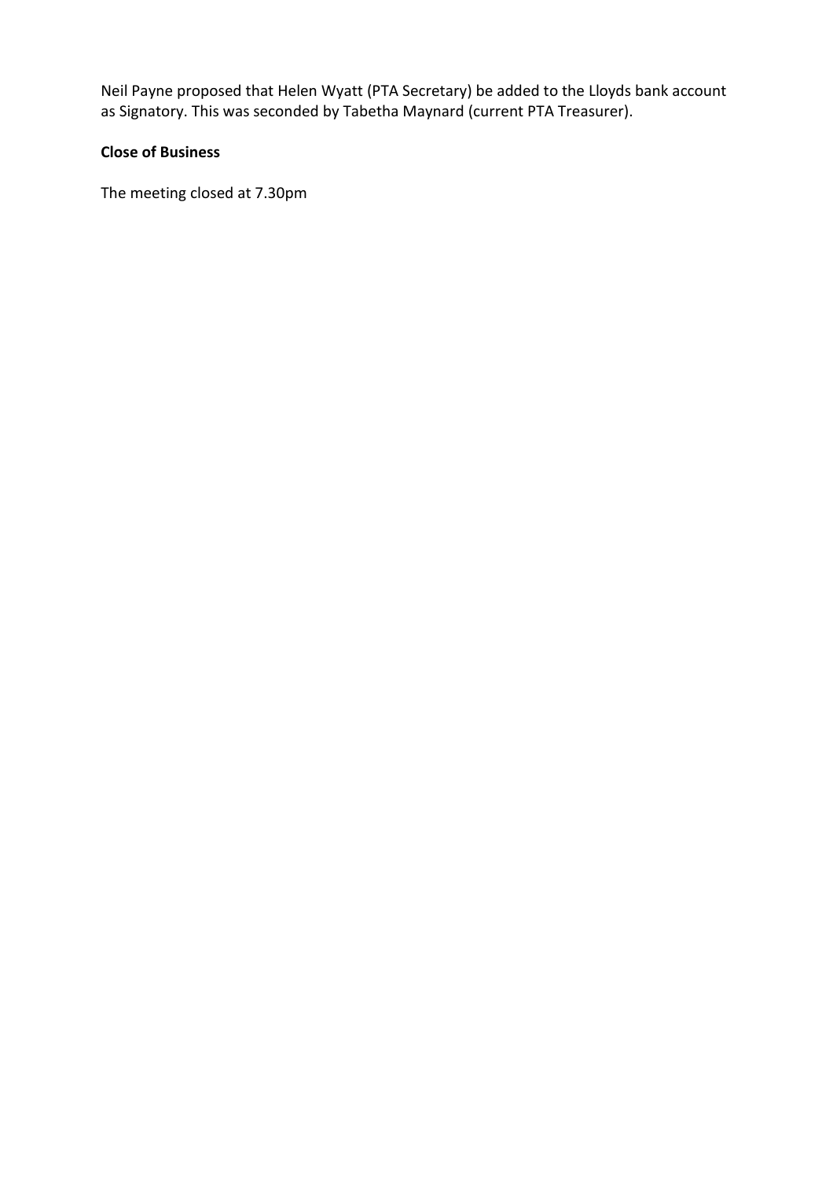Neil Payne proposed that Helen Wyatt (PTA Secretary) be added to the Lloyds bank account as Signatory. This was seconded by Tabetha Maynard (current PTA Treasurer).

**Close of Business**

The meeting closed at 7.30pm